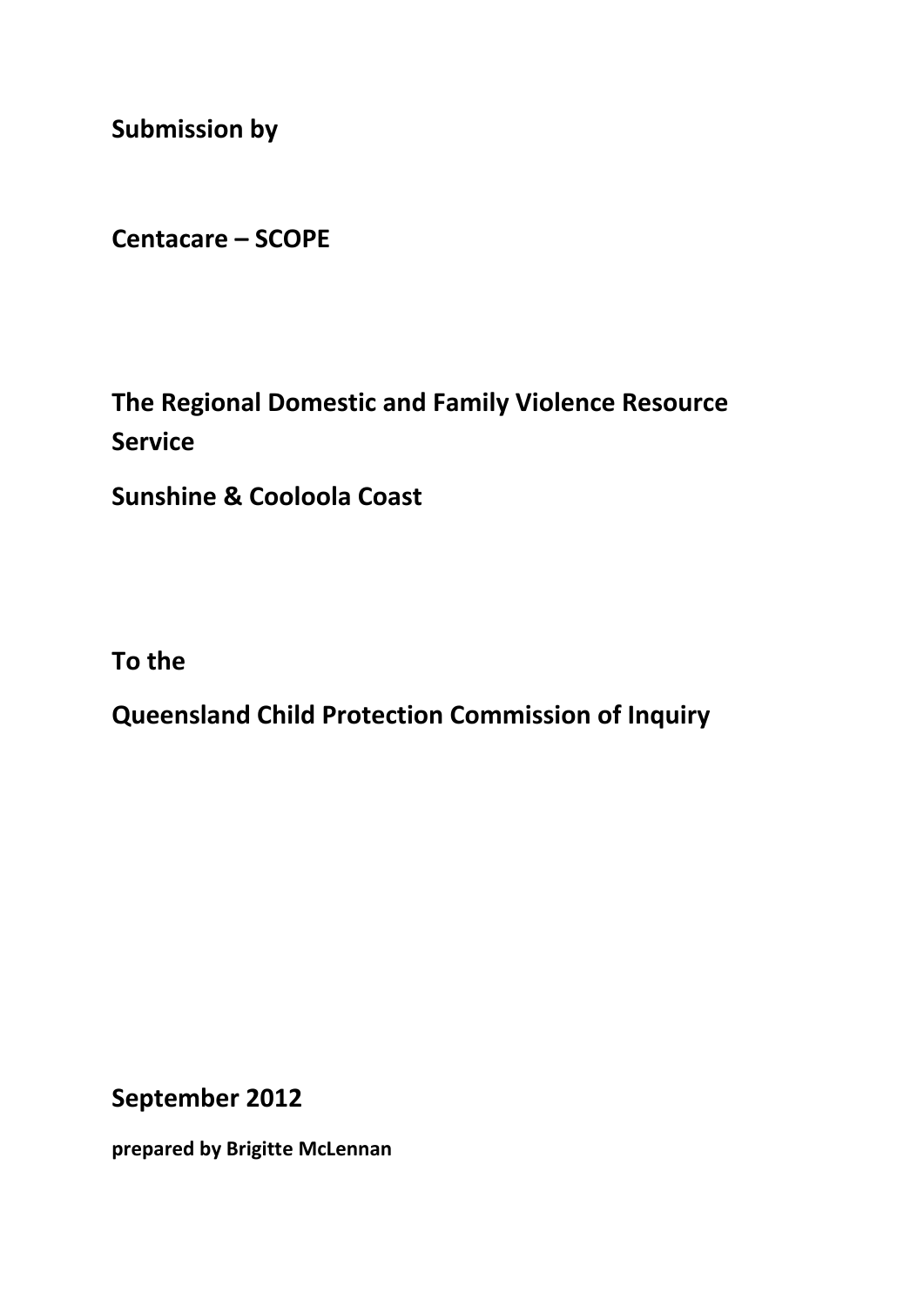**Submission by**

**Centacare – SCOPE**

**The Regional Domestic and Family Violence Resource Service**

**Sunshine & Cooloola Coast**

**To the**

**Queensland Child Protection Commission of Inquiry**

**September 2012**

**prepared by Brigitte McLennan**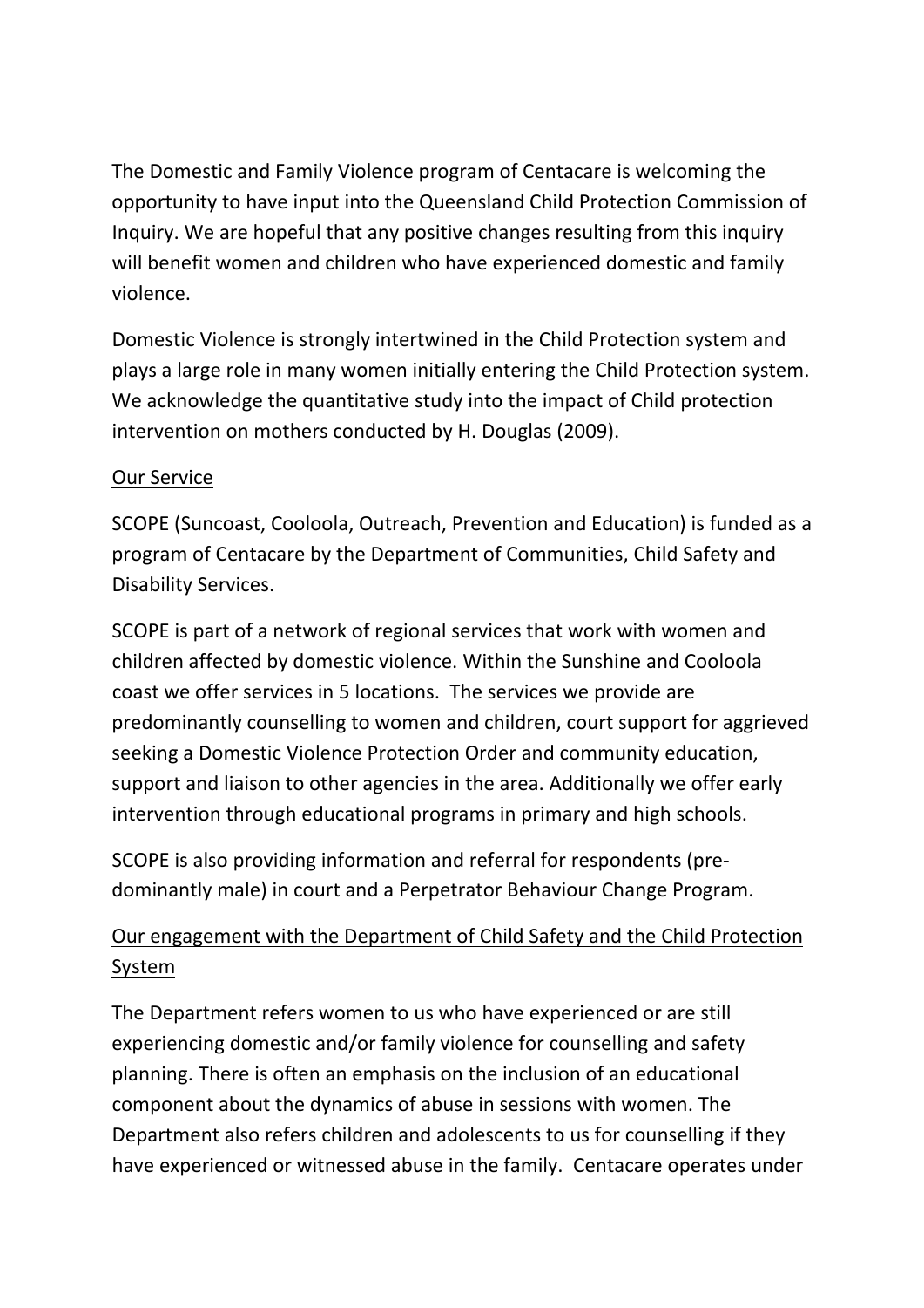The Domestic and Family Violence program of Centacare is welcoming the opportunity to have input into the Queensland Child Protection Commission of Inquiry. We are hopeful that any positive changes resulting from this inquiry will benefit women and children who have experienced domestic and family violence.

Domestic Violence is strongly intertwined in the Child Protection system and plays a large role in many women initially entering the Child Protection system. We acknowledge the quantitative study into the impact of Child protection intervention on mothers conducted by H. Douglas (2009).

<u>Our Service</u>

SCOPE (Suncoast, Cooloola, Outreach, Prevention and Education) is funded as a program of Centacare by the Department of Communities, Child Safety and Disability Services.

SCOPE is part of a network of regional services that work with women and children affected by domestic violence. Within the Sunshine and Cooloola coast we offer services in 5 locations. The services we provide are predominantly counselling to women and children, court support for aggrieved seeking a Domestic Violence Protection Order and community education, support and liaison to other agencies in the area. Additionally we offer early intervention through educational programs in primary and high schools.

SCOPE is also providing information and referral for respondents (pre-dominantly male) in court and a Perpetrator Behaviour Change Program.

<u>Our engagement with the Department of Child Safety and the Child Protection System</u>

The Department refers women to us who have experienced or are still experiencing domestic and/or family violence for counselling and safety planning. There is often an emphasis on the inclusion of an educational component about the dynamics of abuse in sessions with women. The Department also refers children and adolescents to us for counselling if they have experienced or witnessed abuse in the family. Centacare operates under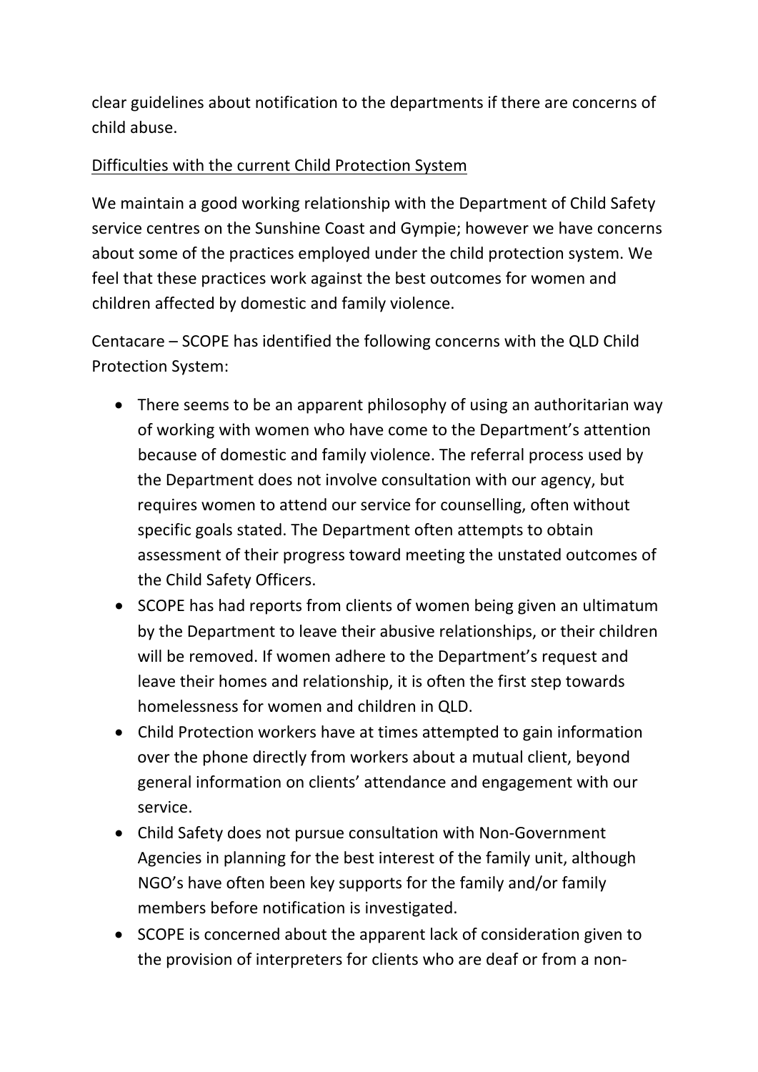clear guidelines about notification to the departments if there are concerns of child abuse.

Difficulties with the current Child Protection System

We maintain a good working relationship with the Department of Child Safety service centres on the Sunshine Coast and Gympie; however we have concerns about some of the practices employed under the child protection system. We feel that these practices work against the best outcomes for women and children affected by domestic and family violence.

Centacare – SCOPE has identified the following concerns with the QLD Child Protection System:

- There seems to be an apparent philosophy of using an authoritarian way of working with women who have come to the Department's attention because of domestic and family violence. The referral process used by the Department does not involve consultation with our agency, but requires women to attend our service for counselling, often without specific goals stated. The Department often attempts to obtain assessment of their progress toward meeting the unstated outcomes of the Child Safety Officers.
- SCOPE has had reports from clients of women being given an ultimatum by the Department to leave their abusive relationships, or their children will be removed. If women adhere to the Department's request and leave their homes and relationship, it is often the first step towards homelessness for women and children in QLD.
- Child Protection workers have at times attempted to gain information over the phone directly from workers about a mutual client, beyond general information on clients' attendance and engagement with our service.
- Child Safety does not pursue consultation with Non-Government Agencies in planning for the best interest of the family unit, although NGO's have often been key supports for the family and/or family members before notification is investigated.
- SCOPE is concerned about the apparent lack of consideration given to the provision of interpreters for clients who are deaf or from a non-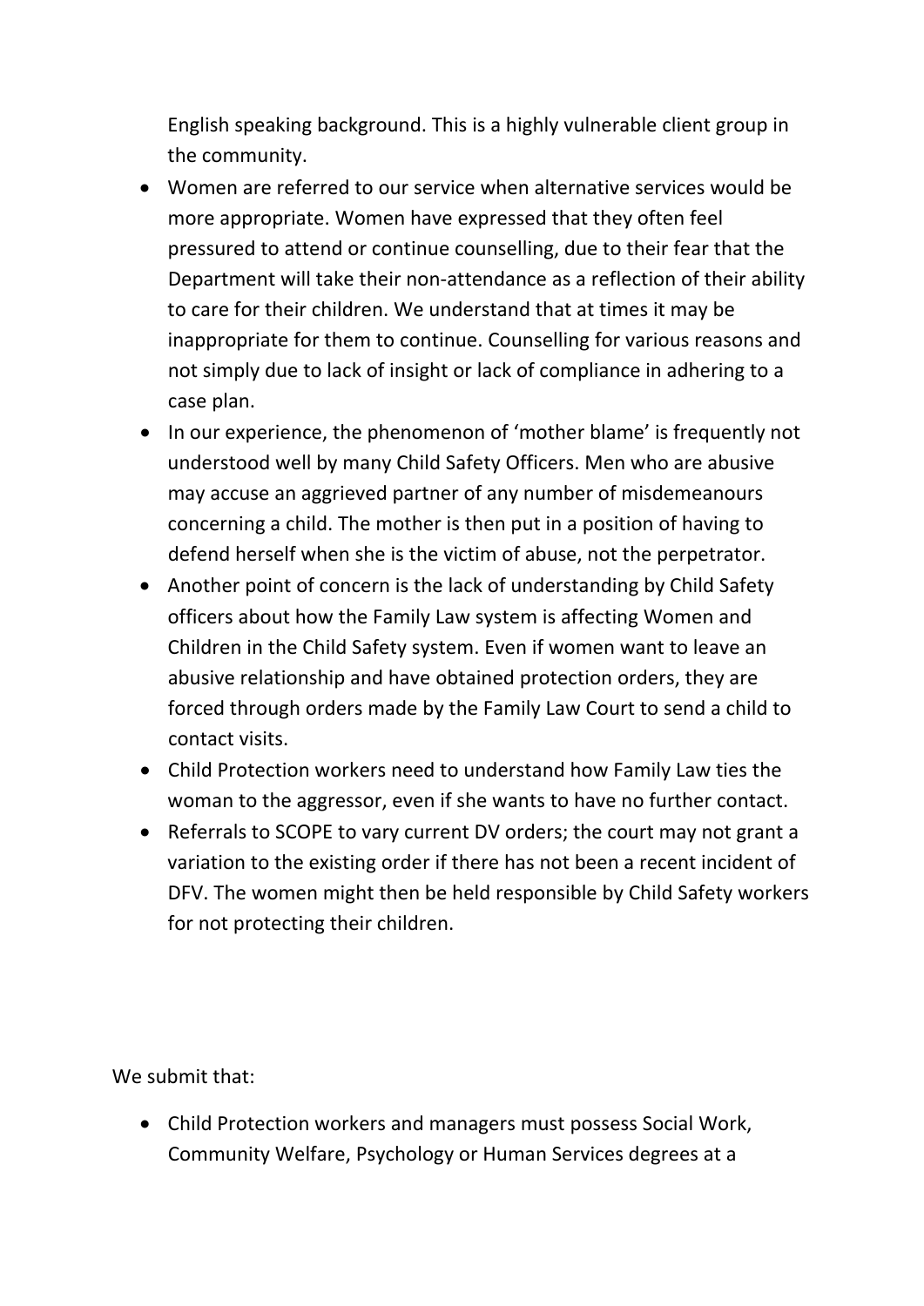English speaking background. This is a highly vulnerable client group in the community.

- Women are referred to our service when alternative services would be more appropriate. Women have expressed that they often feel pressured to attend or continue counselling, due to their fear that the Department will take their non-attendance as a reflection of their ability to care for their children. We understand that at times it may be inappropriate for them to continue. Counselling for various reasons and not simply due to lack of insight or lack of compliance in adhering to a case plan.
- In our experience, the phenomenon of 'mother blame' is frequently not understood well by many Child Safety Officers. Men who are abusive may accuse an aggrieved partner of any number of misdemeanours concerning a child. The mother is then put in a position of having to defend herself when she is the victim of abuse, not the perpetrator.
- Another point of concern is the lack of understanding by Child Safety officers about how the Family Law system is affecting Women and Children in the Child Safety system. Even if women want to leave an abusive relationship and have obtained protection orders, they are forced through orders made by the Family Law Court to send a child to contact visits.
- Child Protection workers need to understand how Family Law ties the woman to the aggressor, even if she wants to have no further contact.
- Referrals to SCOPE to vary current DV orders; the court may not grant a variation to the existing order if there has not been a recent incident of DFV. The women might then be held responsible by Child Safety workers for not protecting their children.

We submit that:

- Child Protection workers and managers must possess Social Work, Community Welfare, Psychology or Human Services degrees at a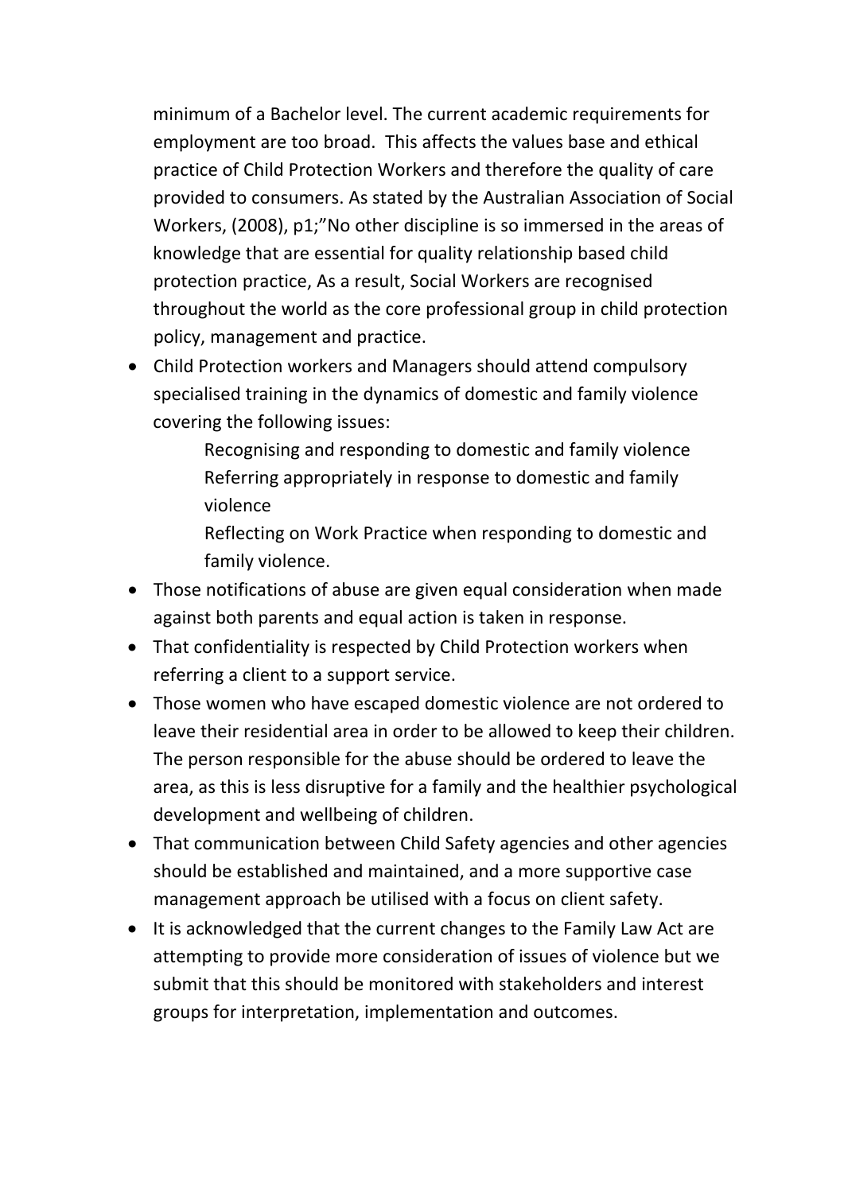minimum of a Bachelor level. The current academic requirements for employment are too broad. This affects the values base and ethical practice of Child Protection Workers and therefore the quality of care provided to consumers. As stated by the Australian Association of Social Workers, (2008), p1;"No other discipline is so immersed in the areas of knowledge that are essential for quality relationship based child protection practice, As a result, Social Workers are recognised throughout the world as the core professional group in child protection policy, management and practice.

- Child Protection workers and Managers should attend compulsory specialised training in the dynamics of domestic and family violence covering the following issues:

  Recognising and responding to domestic and family violence
  Referring appropriately in response to domestic and family violence
  Reflecting on Work Practice when responding to domestic and family violence.

- Those notifications of abuse are given equal consideration when made against both parents and equal action is taken in response.
- That confidentiality is respected by Child Protection workers when referring a client to a support service.
- Those women who have escaped domestic violence are not ordered to leave their residential area in order to be allowed to keep their children. The person responsible for the abuse should be ordered to leave the area, as this is less disruptive for a family and the healthier psychological development and wellbeing of children.
- That communication between Child Safety agencies and other agencies should be established and maintained, and a more supportive case management approach be utilised with a focus on client safety.
- It is acknowledged that the current changes to the Family Law Act are attempting to provide more consideration of issues of violence but we submit that this should be monitored with stakeholders and interest groups for interpretation, implementation and outcomes.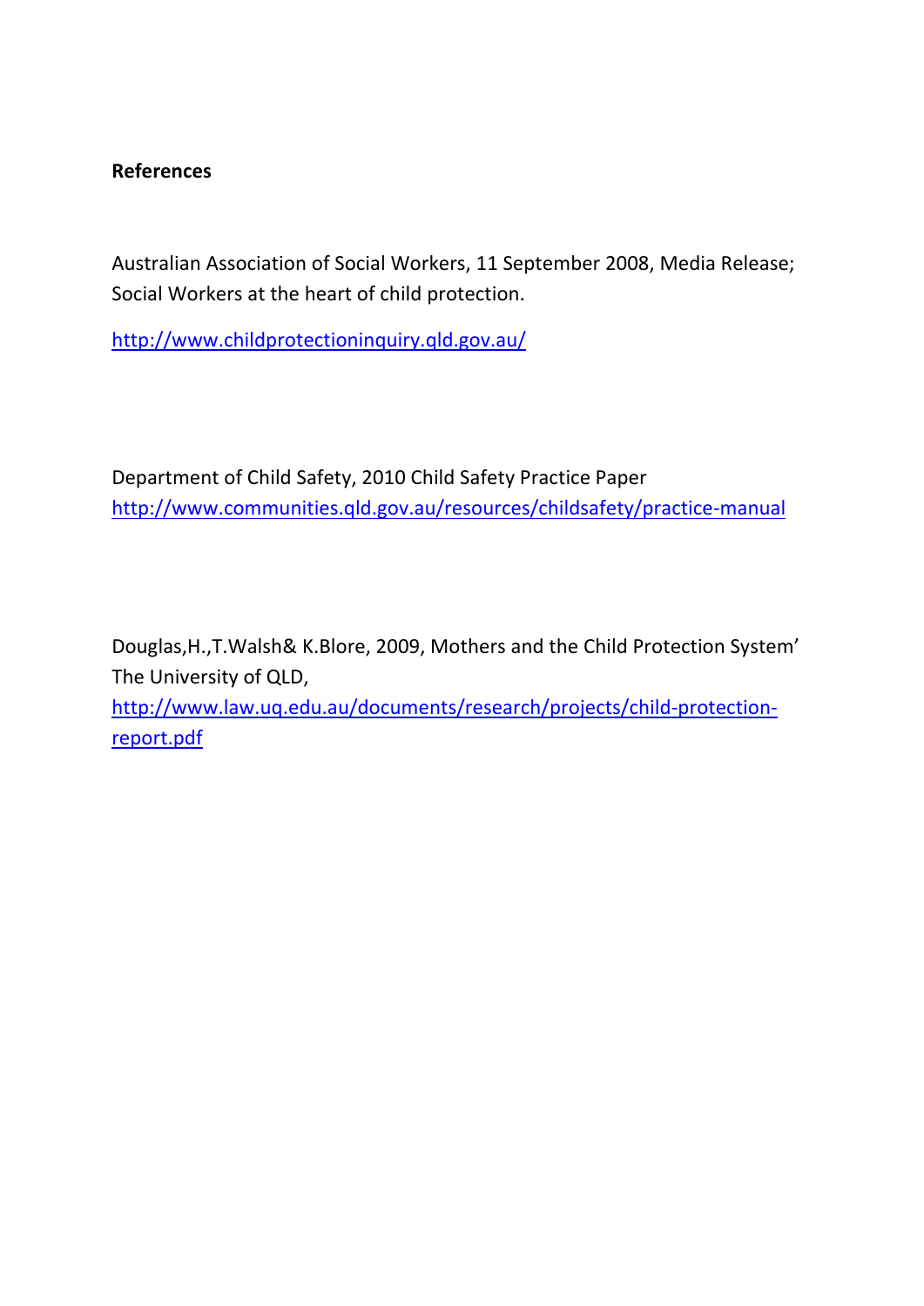**References**

Australian Association of Social Workers, 11 September 2008, Media Release; Social Workers at the heart of child protection.

http://www.childprotectioninquiry.qld.gov.au/

Department of Child Safety, 2010 Child Safety Practice Paper
http://www.communities.qld.gov.au/resources/childsafety/practice-manual

Douglas,H.,T.Walsh& K.Blore, 2009, Mothers and the Child Protection System' The University of QLD,
http://www.law.uq.edu.au/documents/research/projects/child-protection-report.pdf